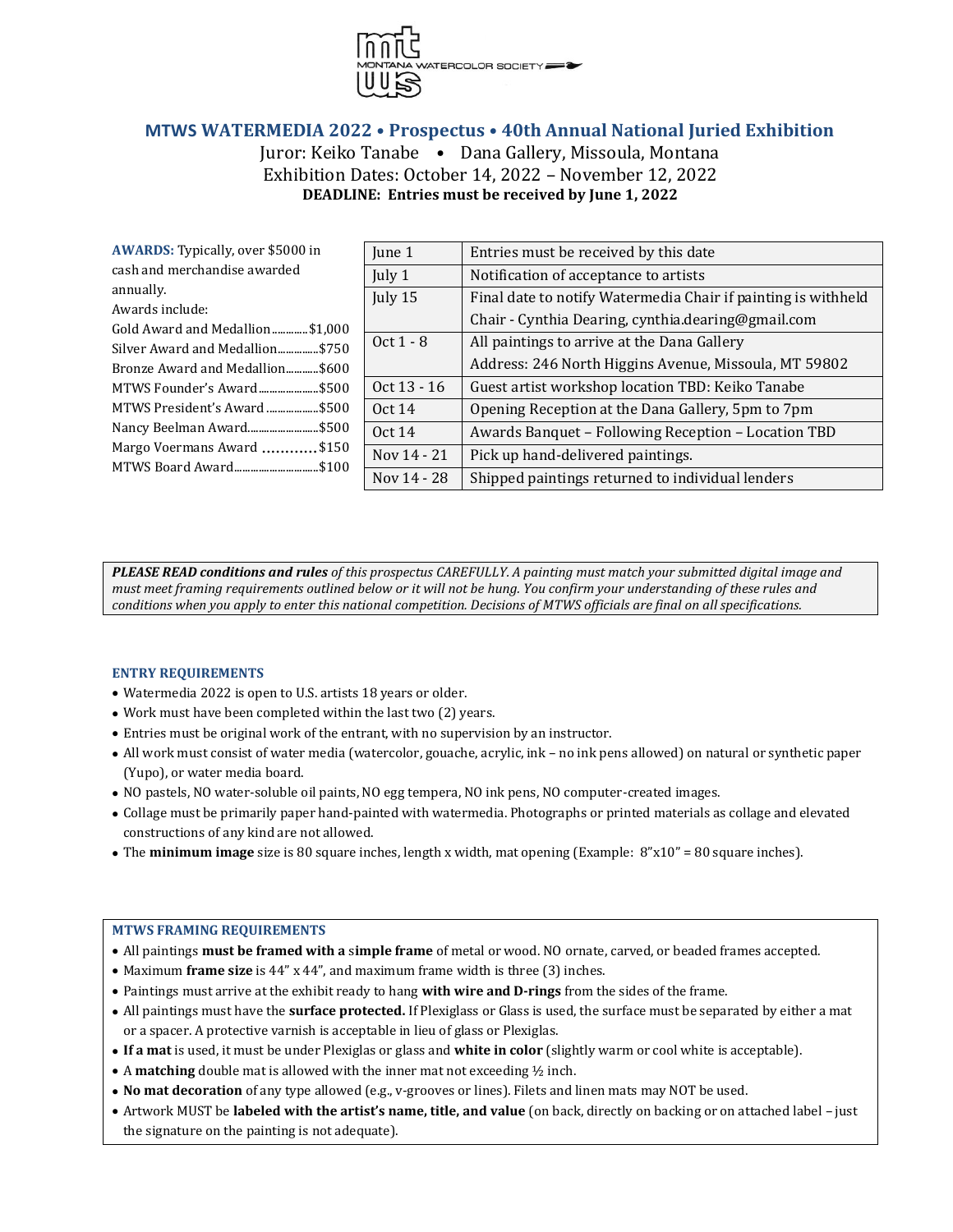MONTANA WATERCOLOR SOCIETY

# MTWS WATERMEDIA 2022 • Prospectus • 40th Annual National Juried Exhibition

Juror: Keiko Tanabe • Dana Gallery, Missoula, Montana

Exhibition Dates: October 14, 2022 – November 12, 2022

**DEADLINE: Entries must be received by June 1, 2022**

**AWARDS:** Typically, over $5000 in cash and merchandise awarded annually.

Awards include:

- Gold Award and Medallion............$1,000
- Silver Award and Medallion..............$750
- Bronze Award and Medallion............$600
- MTWS Founder's Award.....................$500
- MTWS President's Award..................$500
- Nancy Beelman Award.........................$500
- Margo Voermans Award ...........$150
- MTWS Board Award..............................$100

| Date | Event |
|---|---|
| June 1 | Entries must be received by this date |
| July 1 | Notification of acceptance to artists |
| July 15 | Final date to notify Watermedia Chair if painting is withheld<br>Chair - Cynthia Dearing, cynthia.dearing@gmail.com |
| Oct 1 - 8 | All paintings to arrive at the Dana Gallery<br>Address: 246 North Higgins Avenue, Missoula, MT 59802 |
| Oct 13 - 16 | Guest artist workshop location TBD: Keiko Tanabe |
| Oct 14 | Opening Reception at the Dana Gallery, 5pm to 7pm |
| Oct 14 | Awards Banquet – Following Reception – Location TBD |
| Nov 14 - 21 | Pick up hand-delivered paintings. |
| Nov 14 - 28 | Shipped paintings returned to individual lenders |

***PLEASE READ conditions and rules** of this prospectus CAREFULLY. A painting must match your submitted digital image and must meet framing requirements outlined below or it will not be hung. You confirm your understanding of these rules and conditions when you apply to enter this national competition. Decisions of MTWS officials are final on all specifications.*

### ENTRY REQUIREMENTS

- Watermedia 2022 is open to U.S. artists 18 years or older.
- Work must have been completed within the last two (2) years.
- Entries must be original work of the entrant, with no supervision by an instructor.
- All work must consist of water media (watercolor, gouache, acrylic, ink – no ink pens allowed) on natural or synthetic paper (Yupo), or water media board.
- NO pastels, NO water-soluble oil paints, NO egg tempera, NO ink pens, NO computer-created images.
- Collage must be primarily paper hand-painted with watermedia. Photographs or printed materials as collage and elevated constructions of any kind are not allowed.
- The **minimum image** size is 80 square inches, length x width, mat opening (Example: 8"x10" = 80 square inches).

### MTWS FRAMING REQUIREMENTS

- All paintings **must be framed with a simple frame** of metal or wood. NO ornate, carved, or beaded frames accepted.
- Maximum **frame size** is 44" x 44", and maximum frame width is three (3) inches.
- Paintings must arrive at the exhibit ready to hang **with wire and D-rings** from the sides of the frame.
- All paintings must have the **surface protected.** If Plexiglass or Glass is used, the surface must be separated by either a mat or a spacer. A protective varnish is acceptable in lieu of glass or Plexiglas.
- **If a mat** is used, it must be under Plexiglas or glass and **white in color** (slightly warm or cool white is acceptable).
- A **matching** double mat is allowed with the inner mat not exceeding ½ inch.
- **No mat decoration** of any type allowed (e.g., v-grooves or lines). Filets and linen mats may NOT be used.
- Artwork MUST be **labeled with the artist's name, title, and value** (on back, directly on backing or on attached label – just the signature on the painting is not adequate).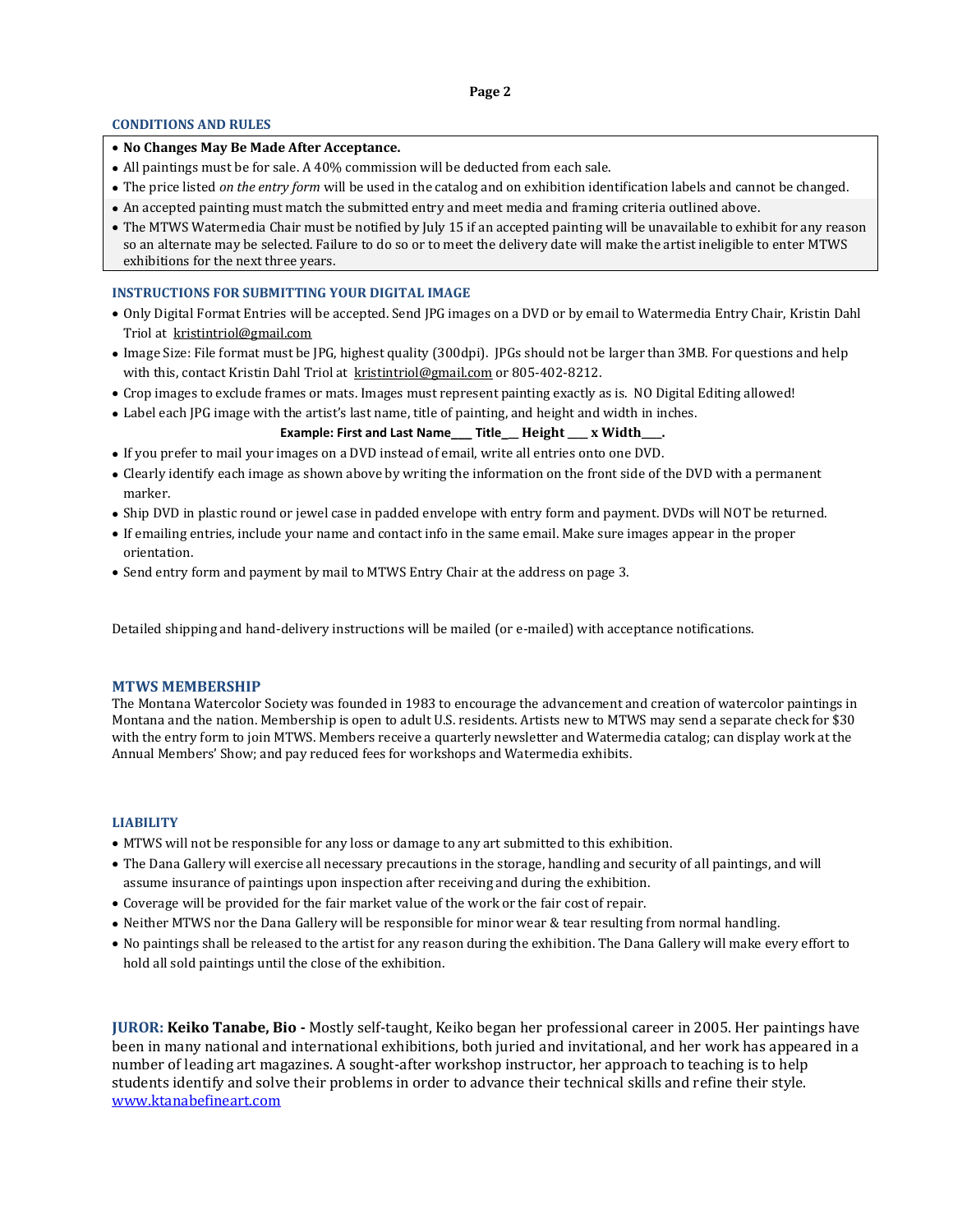## CONDITIONS AND RULES

- **No Changes May Be Made After Acceptance.**
- All paintings must be for sale. A 40% commission will be deducted from each sale.
- The price listed *on the entry form* will be used in the catalog and on exhibition identification labels and cannot be changed.
- An accepted painting must match the submitted entry and meet media and framing criteria outlined above.
- The MTWS Watermedia Chair must be notified by July 15 if an accepted painting will be unavailable to exhibit for any reason so an alternate may be selected. Failure to do so or to meet the delivery date will make the artist ineligible to enter MTWS exhibitions for the next three years.

## INSTRUCTIONS FOR SUBMITTING YOUR DIGITAL IMAGE

- Only Digital Format Entries will be accepted. Send JPG images on a DVD or by email to Watermedia Entry Chair, Kristin Dahl Triol at kristintriol@gmail.com
- Image Size: File format must be JPG, highest quality (300dpi). JPGs should not be larger than 3MB. For questions and help with this, contact Kristin Dahl Triol at kristintriol@gmail.com or 805-402-8212.
- Crop images to exclude frames or mats. Images must represent painting exactly as is. NO Digital Editing allowed!
- Label each JPG image with the artist's last name, title of painting, and height and width in inches.

  **Example: First and Last Name\_\_\_ Title\_\_ Height \_\_\_ x Width\_\_\_.**
- If you prefer to mail your images on a DVD instead of email, write all entries onto one DVD.
- Clearly identify each image as shown above by writing the information on the front side of the DVD with a permanent marker.
- Ship DVD in plastic round or jewel case in padded envelope with entry form and payment. DVDs will NOT be returned.
- If emailing entries, include your name and contact info in the same email. Make sure images appear in the proper orientation.
- Send entry form and payment by mail to MTWS Entry Chair at the address on page 3.

Detailed shipping and hand-delivery instructions will be mailed (or e-mailed) with acceptance notifications.

## MTWS MEMBERSHIP

The Montana Watercolor Society was founded in 1983 to encourage the advancement and creation of watercolor paintings in Montana and the nation. Membership is open to adult U.S. residents. Artists new to MTWS may send a separate check for $30 with the entry form to join MTWS. Members receive a quarterly newsletter and Watermedia catalog; can display work at the Annual Members' Show; and pay reduced fees for workshops and Watermedia exhibits.

## LIABILITY

- MTWS will not be responsible for any loss or damage to any art submitted to this exhibition.
- The Dana Gallery will exercise all necessary precautions in the storage, handling and security of all paintings, and will assume insurance of paintings upon inspection after receiving and during the exhibition.
- Coverage will be provided for the fair market value of the work or the fair cost of repair.
- Neither MTWS nor the Dana Gallery will be responsible for minor wear & tear resulting from normal handling.
- No paintings shall be released to the artist for any reason during the exhibition. The Dana Gallery will make every effort to hold all sold paintings until the close of the exhibition.

**JUROR: Keiko Tanabe, Bio -** Mostly self-taught, Keiko began her professional career in 2005. Her paintings have been in many national and international exhibitions, both juried and invitational, and her work has appeared in a number of leading art magazines. A sought-after workshop instructor, her approach to teaching is to help students identify and solve their problems in order to advance their technical skills and refine their style. www.ktanabefineart.com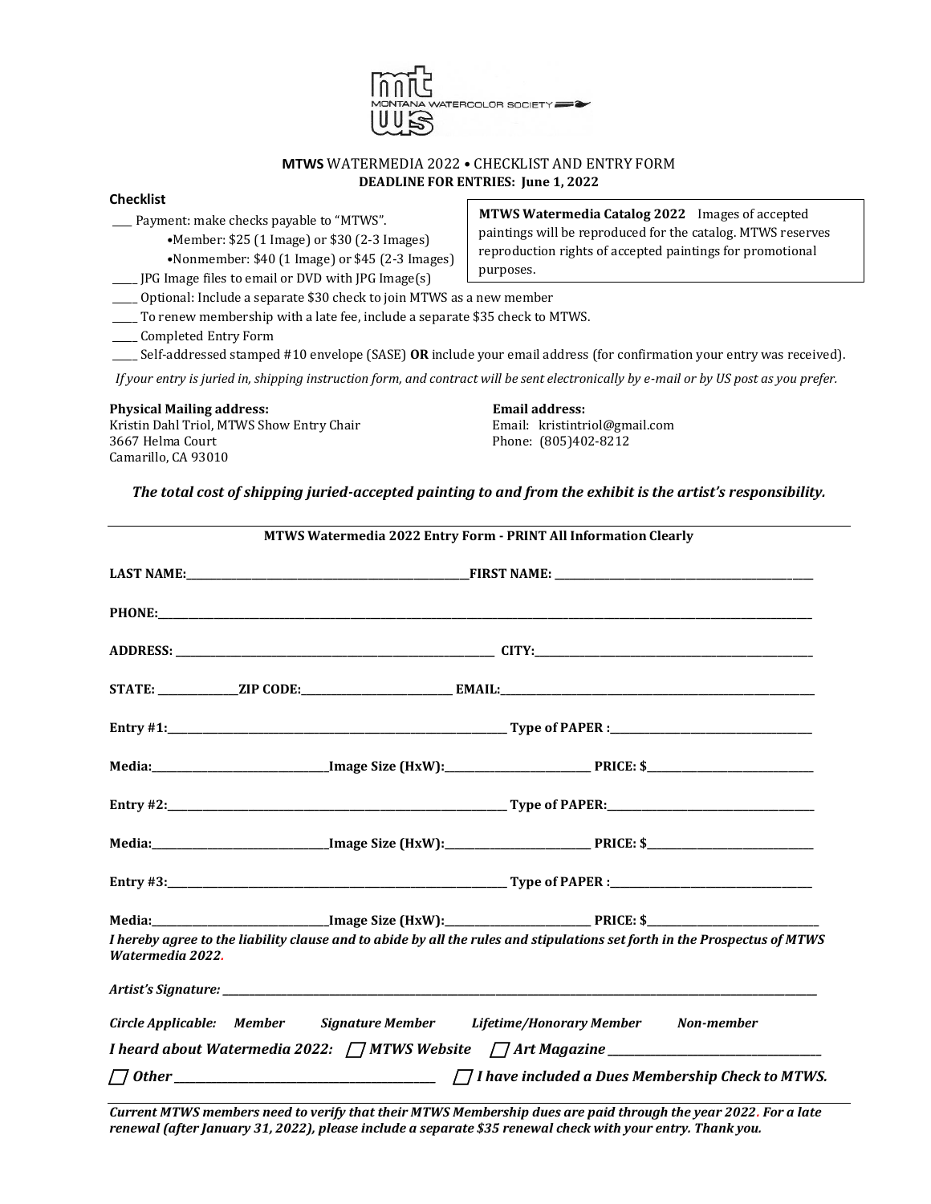MONTANA WATERCOLOR SOCIETY

**MTWS** WATERMEDIA 2022 • CHECKLIST AND ENTRY FORM

**DEADLINE FOR ENTRIES: June 1, 2022**

**Checklist**

\_\_\_\_ Payment: make checks payable to "MTWS".

- Member: $25 (1 Image) or $30 (2-3 Images)
- Nonmember: $40 (1 Image) or $45 (2-3 Images)

\_\_\_\_ JPG Image files to email or DVD with JPG Image(s)

\_\_\_\_ Optional: Include a separate $30 check to join MTWS as a new member

\_\_\_\_ To renew membership with a late fee, include a separate $35 check to MTWS.

\_\_\_\_ Completed Entry Form

\_\_\_\_ Self-addressed stamped #10 envelope (SASE) **OR** include your email address (for confirmation your entry was received).

**MTWS Watermedia Catalog 2022** Images of accepted paintings will be reproduced for the catalog. MTWS reserves reproduction rights of accepted paintings for promotional purposes.

*If your entry is juried in, shipping instruction form, and contract will be sent electronically by e-mail or by US post as you prefer.*

**Physical Mailing address:**
Kristin Dahl Triol, MTWS Show Entry Chair
3667 Helma Court
Camarillo, CA 93010

**Email address:**
Email: kristintriol@gmail.com
Phone: (805)402-8212

***The total cost of shipping juried-accepted painting to and from the exhibit is the artist's responsibility.***

---

**MTWS Watermedia 2022 Entry Form - PRINT All Information Clearly**

**LAST NAME:**\_\_\_\_\_\_\_\_\_\_\_\_\_\_\_\_\_\_\_\_ **FIRST NAME:** \_\_\_\_\_\_\_\_\_\_\_\_\_\_\_\_\_\_\_\_

**PHONE:**\_\_\_\_\_\_\_\_\_\_\_\_\_\_\_\_\_\_\_\_

**ADDRESS:** \_\_\_\_\_\_\_\_\_\_\_\_\_\_\_\_\_\_\_\_ **CITY:**\_\_\_\_\_\_\_\_\_\_\_\_\_\_\_\_\_\_\_\_

**STATE:** \_\_\_\_\_\_\_\_\_\_**ZIP CODE:**\_\_\_\_\_\_\_\_\_\_ **EMAIL:**\_\_\_\_\_\_\_\_\_\_\_\_\_\_\_\_\_\_\_\_

**Entry #1:**\_\_\_\_\_\_\_\_\_\_\_\_\_\_\_\_\_\_\_\_ **Type of PAPER :**\_\_\_\_\_\_\_\_\_\_\_\_\_\_\_\_\_\_\_\_

**Media:**\_\_\_\_\_\_\_\_\_\_\_\_\_\_\_\_**Image Size (HxW):**\_\_\_\_\_\_\_\_\_\_\_\_\_\_\_\_ **PRICE: $**\_\_\_\_\_\_\_\_\_\_\_\_\_\_\_\_

**Entry #2:**\_\_\_\_\_\_\_\_\_\_\_\_\_\_\_\_\_\_\_\_ **Type of PAPER:**\_\_\_\_\_\_\_\_\_\_\_\_\_\_\_\_\_\_\_\_

**Media:**\_\_\_\_\_\_\_\_\_\_\_\_\_\_\_\_**Image Size (HxW):**\_\_\_\_\_\_\_\_\_\_\_\_\_\_\_\_ **PRICE: $**\_\_\_\_\_\_\_\_\_\_\_\_\_\_\_\_

**Entry #3:**\_\_\_\_\_\_\_\_\_\_\_\_\_\_\_\_\_\_\_\_ **Type of PAPER :**\_\_\_\_\_\_\_\_\_\_\_\_\_\_\_\_\_\_\_\_

**Media:**\_\_\_\_\_\_\_\_\_\_\_\_\_\_\_\_**Image Size (HxW):**\_\_\_\_\_\_\_\_\_\_\_\_\_\_\_\_ **PRICE: $**\_\_\_\_\_\_\_\_\_\_\_\_\_\_\_\_

***I hereby agree to the liability clause and to abide by all the rules and stipulations set forth in the Prospectus of MTWS Watermedia 2022.***

***Artist's Signature:*** \_\_\_\_\_\_\_\_\_\_\_\_\_\_\_\_\_\_\_\_\_\_\_\_\_\_\_\_\_\_\_\_\_\_\_\_\_\_\_\_

***Circle Applicable: Member Signature Member Lifetime/Honorary Member Non-member***

***I heard about Watermedia 2022:*** ☐ ***MTWS Website*** ☐ ***Art Magazine*** \_\_\_\_\_\_\_\_\_\_\_\_\_\_\_\_\_\_\_\_

☐ ***Other*** \_\_\_\_\_\_\_\_\_\_\_\_\_\_\_\_\_\_\_\_ ☐ ***I have included a Dues Membership Check to MTWS.***

---

***Current MTWS members need to verify that their MTWS Membership dues are paid through the year 2022. For a late renewal (after January 31, 2022), please include a separate $35 renewal check with your entry. Thank you.***